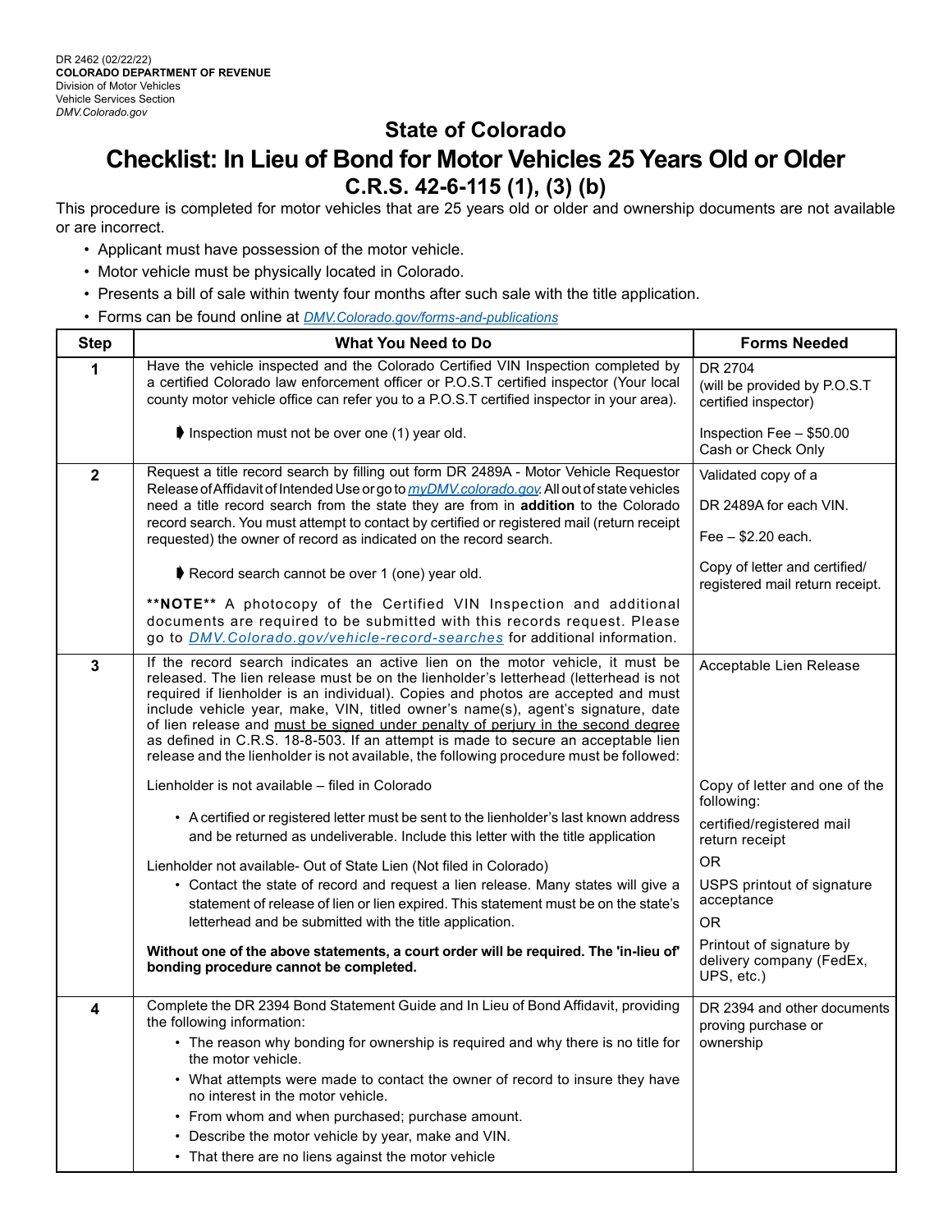DR 2462 (02/22/22)
**COLORADO DEPARTMENT OF REVENUE**
Division of Motor Vehicles
Vehicle Services Section
*DMV.Colorado.gov*

# State of Colorado

# Checklist: In Lieu of Bond for Motor Vehicles 25 Years Old or Older

## C.R.S. 42-6-115 (1), (3) (b)

This procedure is completed for motor vehicles that are 25 years old or older and ownership documents are not available or are incorrect.

- Applicant must have possession of the motor vehicle.
- Motor vehicle must be physically located in Colorado.
- Presents a bill of sale within twenty four months after such sale with the title application.
- Forms can be found online at [DMV.Colorado.gov/forms-and-publications](DMV.Colorado.gov/forms-and-publications)

| Step | What You Need to Do | Forms Needed |
|---|---|---|
| 1 | Have the vehicle inspected and the Colorado Certified VIN Inspection completed by a certified Colorado law enforcement officer or P.O.S.T certified inspector (Your local county motor vehicle office can refer you to a P.O.S.T certified inspector in your area).<br><br>➧ Inspection must not be over one (1) year old. | DR 2704 (will be provided by P.O.S.T certified inspector)<br><br>Inspection Fee – $50.00 Cash or Check Only |
| 2 | Request a title record search by filling out form DR 2489A - Motor Vehicle Requestor Release of Affidavit of Intended Use or go to *myDMV.colorado.gov*. All out of state vehicles need a title record search from the state they are from in **addition** to the Colorado record search. You must attempt to contact by certified or registered mail (return receipt requested) the owner of record as indicated on the record search.<br><br>➧ Record search cannot be over 1 (one) year old.<br><br>**\*\*NOTE\*\*** A photocopy of the Certified VIN Inspection and additional documents are required to be submitted with this records request. Please go to *DMV.Colorado.gov/vehicle-record-searches* for additional information. | Validated copy of a DR 2489A for each VIN.<br><br>Fee – $2.20 each.<br><br>Copy of letter and certified/ registered mail return receipt. |
| 3 | If the record search indicates an active lien on the motor vehicle, it must be released. The lien release must be on the lienholder's letterhead (letterhead is not required if lienholder is an individual). Copies and photos are accepted and must include vehicle year, make, VIN, titled owner's name(s), agent's signature, date of lien release and <u>must be signed under penalty of perjury in the second degree</u> as defined in C.R.S. 18-8-503. If an attempt is made to secure an acceptable lien release and the lienholder is not available, the following procedure must be followed:<br><br>Lienholder is not available – filed in Colorado<br>• A certified or registered letter must be sent to the lienholder's last known address and be returned as undeliverable. Include this letter with the title application<br><br>Lienholder not available- Out of State Lien (Not filed in Colorado)<br>• Contact the state of record and request a lien release. Many states will give a statement of release of lien or lien expired. This statement must be on the state's letterhead and be submitted with the title application.<br><br>**Without one of the above statements, a court order will be required. The 'in-lieu of' bonding procedure cannot be completed.** | Acceptable Lien Release<br><br>Copy of letter and one of the following:<br>certified/registered mail return receipt<br>OR<br>USPS printout of signature acceptance<br>OR<br>Printout of signature by delivery company (FedEx, UPS, etc.) |
| 4 | Complete the DR 2394 Bond Statement Guide and In Lieu of Bond Affidavit, providing the following information:<br>• The reason why bonding for ownership is required and why there is no title for the motor vehicle.<br>• What attempts were made to contact the owner of record to insure they have no interest in the motor vehicle.<br>• From whom and when purchased; purchase amount.<br>• Describe the motor vehicle by year, make and VIN.<br>• That there are no liens against the motor vehicle | DR 2394 and other documents proving purchase or ownership |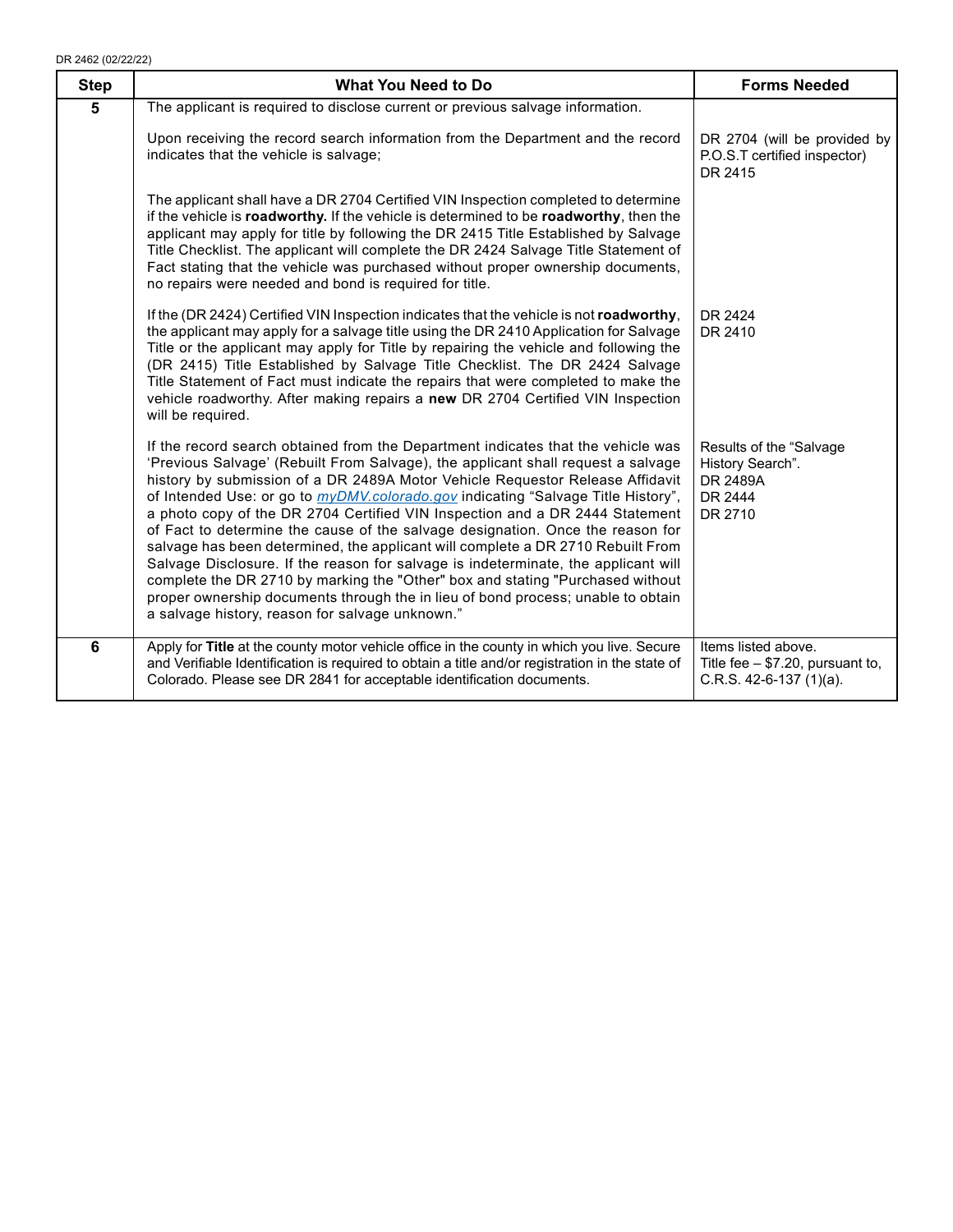DR 2462 (02/22/22)

| Step | What You Need to Do | Forms Needed |
|---|---|---|
| **5** | The applicant is required to disclose current or previous salvage information.<br><br>Upon receiving the record search information from the Department and the record indicates that the vehicle is salvage;<br><br>The applicant shall have a DR 2704 Certified VIN Inspection completed to determine if the vehicle is **roadworthy.** If the vehicle is determined to be **roadworthy**, then the applicant may apply for title by following the DR 2415 Title Established by Salvage Title Checklist. The applicant will complete the DR 2424 Salvage Title Statement of Fact stating that the vehicle was purchased without proper ownership documents, no repairs were needed and bond is required for title.<br><br>If the (DR 2424) Certified VIN Inspection indicates that the vehicle is not **roadworthy**, the applicant may apply for a salvage title using the DR 2410 Application for Salvage Title or the applicant may apply for Title by repairing the vehicle and following the (DR 2415) Title Established by Salvage Title Checklist. The DR 2424 Salvage Title Statement of Fact must indicate the repairs that were completed to make the vehicle roadworthy. After making repairs a **new** DR 2704 Certified VIN Inspection will be required.<br><br>If the record search obtained from the Department indicates that the vehicle was 'Previous Salvage' (Rebuilt From Salvage), the applicant shall request a salvage history by submission of a DR 2489A Motor Vehicle Requestor Release Affidavit of Intended Use: or go to *myDMV.colorado.gov* indicating "Salvage Title History", a photo copy of the DR 2704 Certified VIN Inspection and a DR 2444 Statement of Fact to determine the cause of the salvage designation. Once the reason for salvage has been determined, the applicant will complete a DR 2710 Rebuilt From Salvage Disclosure. If the reason for salvage is indeterminate, the applicant will complete the DR 2710 by marking the "Other" box and stating "Purchased without proper ownership documents through the in lieu of bond process; unable to obtain a salvage history, reason for salvage unknown." | DR 2704 (will be provided by P.O.S.T certified inspector)<br>DR 2415<br><br>DR 2424<br>DR 2410<br><br>Results of the "Salvage History Search".<br>DR 2489A<br>DR 2444<br>DR 2710 |
| **6** | Apply for **Title** at the county motor vehicle office in the county in which you live. Secure and Verifiable Identification is required to obtain a title and/or registration in the state of Colorado. Please see DR 2841 for acceptable identification documents. | Items listed above.<br>Title fee – $7.20, pursuant to, C.R.S. 42-6-137 (1)(a). |